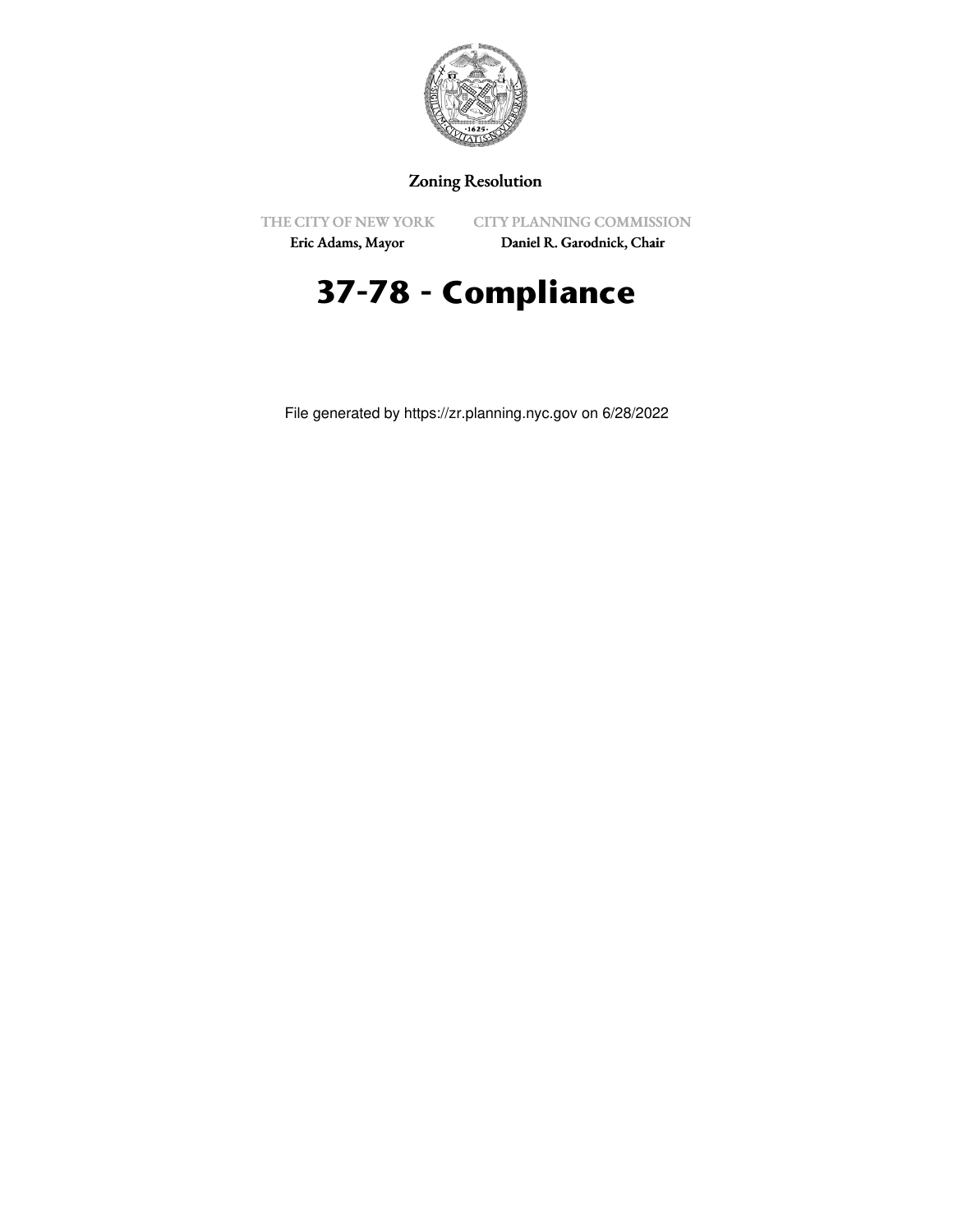Zoning Resolution

THE CITY OF NEW YORK
Eric Adams, Mayor

CITY PLANNING COMMISSION
Daniel R. Garodnick, Chair

# 37-78 - Compliance

File generated by https://zr.planning.nyc.gov on 6/28/2022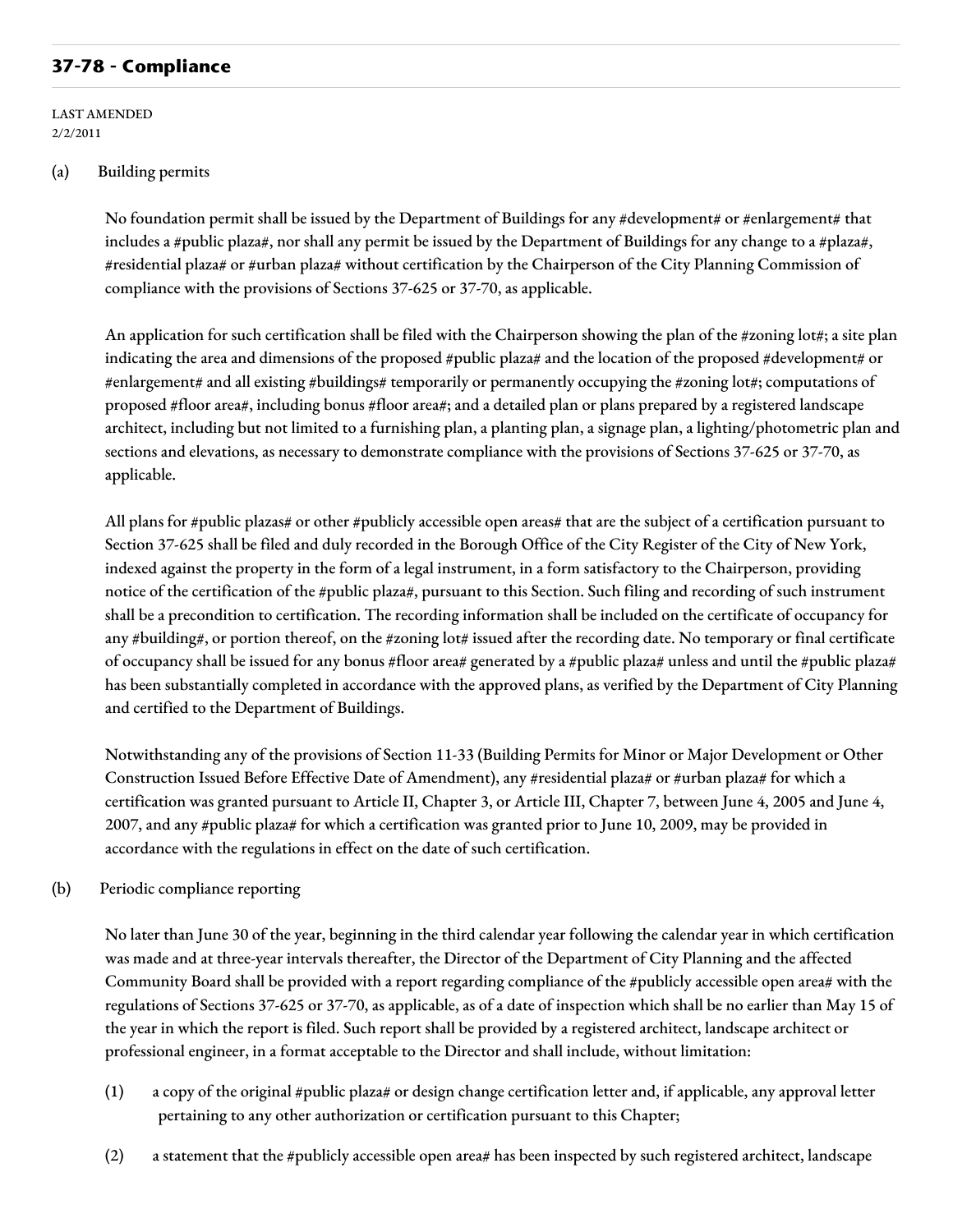## 37-78 - Compliance

LAST AMENDED
2/2/2011

(a) Building permits

No foundation permit shall be issued by the Department of Buildings for any #development# or #enlargement# that includes a #public plaza#, nor shall any permit be issued by the Department of Buildings for any change to a #plaza#, #residential plaza# or #urban plaza# without certification by the Chairperson of the City Planning Commission of compliance with the provisions of Sections 37-625 or 37-70, as applicable.

An application for such certification shall be filed with the Chairperson showing the plan of the #zoning lot#; a site plan indicating the area and dimensions of the proposed #public plaza# and the location of the proposed #development# or #enlargement# and all existing #buildings# temporarily or permanently occupying the #zoning lot#; computations of proposed #floor area#, including bonus #floor area#; and a detailed plan or plans prepared by a registered landscape architect, including but not limited to a furnishing plan, a planting plan, a signage plan, a lighting/photometric plan and sections and elevations, as necessary to demonstrate compliance with the provisions of Sections 37-625 or 37-70, as applicable.

All plans for #public plazas# or other #publicly accessible open areas# that are the subject of a certification pursuant to Section 37-625 shall be filed and duly recorded in the Borough Office of the City Register of the City of New York, indexed against the property in the form of a legal instrument, in a form satisfactory to the Chairperson, providing notice of the certification of the #public plaza#, pursuant to this Section. Such filing and recording of such instrument shall be a precondition to certification. The recording information shall be included on the certificate of occupancy for any #building#, or portion thereof, on the #zoning lot# issued after the recording date. No temporary or final certificate of occupancy shall be issued for any bonus #floor area# generated by a #public plaza# unless and until the #public plaza# has been substantially completed in accordance with the approved plans, as verified by the Department of City Planning and certified to the Department of Buildings.

Notwithstanding any of the provisions of Section 11-33 (Building Permits for Minor or Major Development or Other Construction Issued Before Effective Date of Amendment), any #residential plaza# or #urban plaza# for which a certification was granted pursuant to Article II, Chapter 3, or Article III, Chapter 7, between June 4, 2005 and June 4, 2007, and any #public plaza# for which a certification was granted prior to June 10, 2009, may be provided in accordance with the regulations in effect on the date of such certification.

(b) Periodic compliance reporting

No later than June 30 of the year, beginning in the third calendar year following the calendar year in which certification was made and at three-year intervals thereafter, the Director of the Department of City Planning and the affected Community Board shall be provided with a report regarding compliance of the #publicly accessible open area# with the regulations of Sections 37-625 or 37-70, as applicable, as of a date of inspection which shall be no earlier than May 15 of the year in which the report is filed. Such report shall be provided by a registered architect, landscape architect or professional engineer, in a format acceptable to the Director and shall include, without limitation:

(1) a copy of the original #public plaza# or design change certification letter and, if applicable, any approval letter pertaining to any other authorization or certification pursuant to this Chapter;

(2) a statement that the #publicly accessible open area# has been inspected by such registered architect, landscape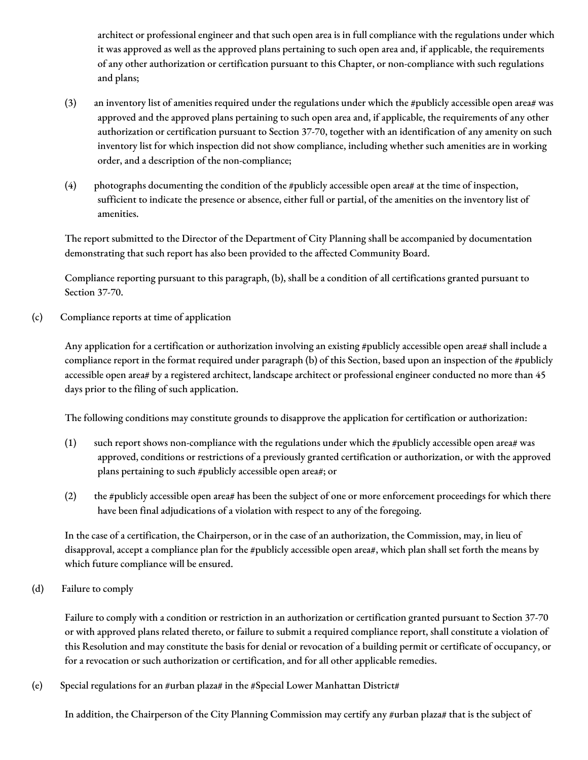architect or professional engineer and that such open area is in full compliance with the regulations under which it was approved as well as the approved plans pertaining to such open area and, if applicable, the requirements of any other authorization or certification pursuant to this Chapter, or non-compliance with such regulations and plans;

(3) an inventory list of amenities required under the regulations under which the #publicly accessible open area# was approved and the approved plans pertaining to such open area and, if applicable, the requirements of any other authorization or certification pursuant to Section 37-70, together with an identification of any amenity on such inventory list for which inspection did not show compliance, including whether such amenities are in working order, and a description of the non-compliance;

(4) photographs documenting the condition of the #publicly accessible open area# at the time of inspection, sufficient to indicate the presence or absence, either full or partial, of the amenities on the inventory list of amenities.

The report submitted to the Director of the Department of City Planning shall be accompanied by documentation demonstrating that such report has also been provided to the affected Community Board.

Compliance reporting pursuant to this paragraph, (b), shall be a condition of all certifications granted pursuant to Section 37-70.

(c) Compliance reports at time of application

Any application for a certification or authorization involving an existing #publicly accessible open area# shall include a compliance report in the format required under paragraph (b) of this Section, based upon an inspection of the #publicly accessible open area# by a registered architect, landscape architect or professional engineer conducted no more than 45 days prior to the filing of such application.

The following conditions may constitute grounds to disapprove the application for certification or authorization:

(1) such report shows non-compliance with the regulations under which the #publicly accessible open area# was approved, conditions or restrictions of a previously granted certification or authorization, or with the approved plans pertaining to such #publicly accessible open area#; or

(2) the #publicly accessible open area# has been the subject of one or more enforcement proceedings for which there have been final adjudications of a violation with respect to any of the foregoing.

In the case of a certification, the Chairperson, or in the case of an authorization, the Commission, may, in lieu of disapproval, accept a compliance plan for the #publicly accessible open area#, which plan shall set forth the means by which future compliance will be ensured.

(d) Failure to comply

Failure to comply with a condition or restriction in an authorization or certification granted pursuant to Section 37-70 or with approved plans related thereto, or failure to submit a required compliance report, shall constitute a violation of this Resolution and may constitute the basis for denial or revocation of a building permit or certificate of occupancy, or for a revocation or such authorization or certification, and for all other applicable remedies.

(e) Special regulations for an #urban plaza# in the #Special Lower Manhattan District#

In addition, the Chairperson of the City Planning Commission may certify any #urban plaza# that is the subject of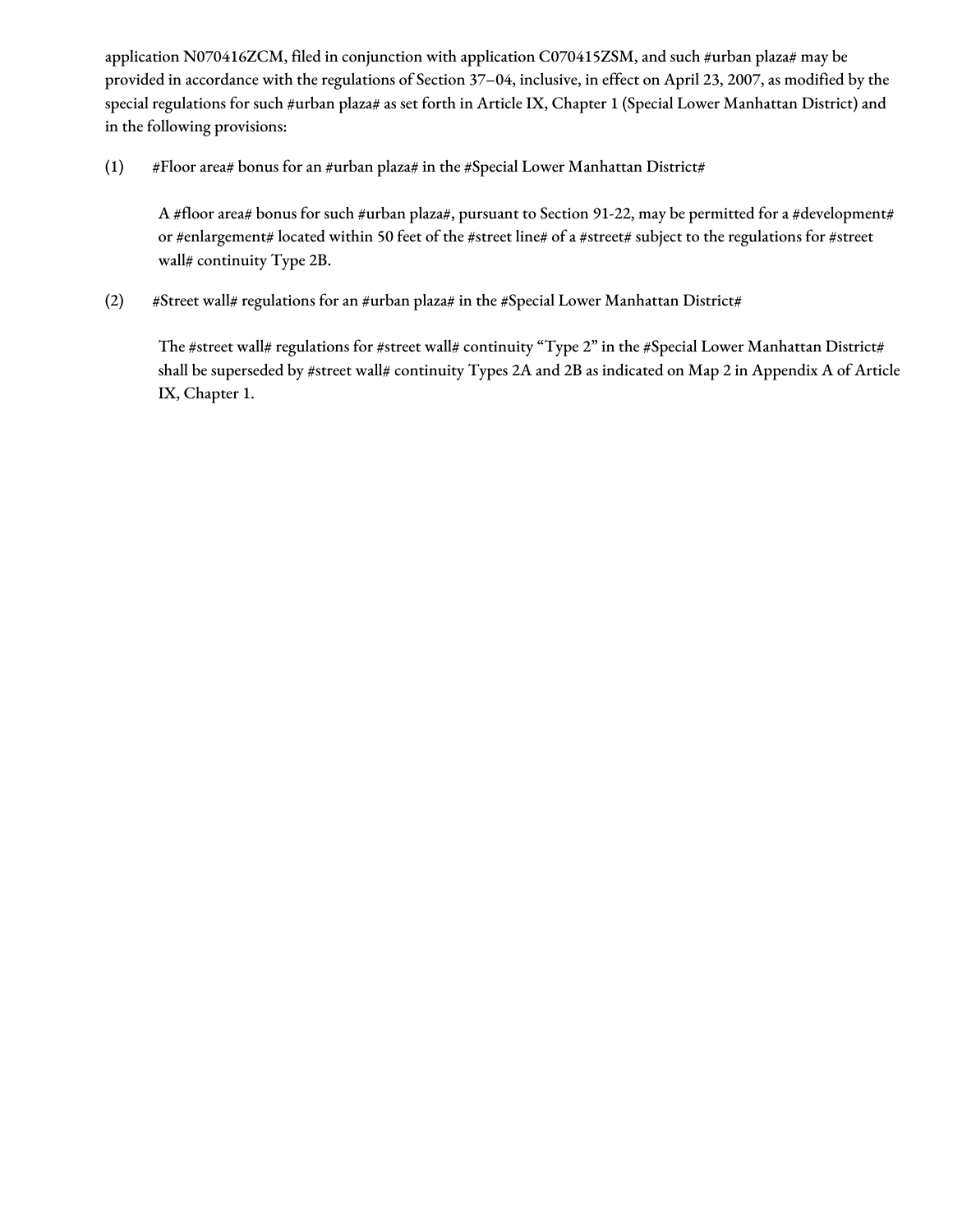application N070416ZCM, filed in conjunction with application C070415ZSM, and such #urban plaza# may be provided in accordance with the regulations of Section 37–04, inclusive, in effect on April 23, 2007, as modified by the special regulations for such #urban plaza# as set forth in Article IX, Chapter 1 (Special Lower Manhattan District) and in the following provisions:

(1) #Floor area# bonus for an #urban plaza# in the #Special Lower Manhattan District#

A #floor area# bonus for such #urban plaza#, pursuant to Section 91-22, may be permitted for a #development# or #enlargement# located within 50 feet of the #street line# of a #street# subject to the regulations for #street wall# continuity Type 2B.

(2) #Street wall# regulations for an #urban plaza# in the #Special Lower Manhattan District#

The #street wall# regulations for #street wall# continuity "Type 2" in the #Special Lower Manhattan District# shall be superseded by #street wall# continuity Types 2A and 2B as indicated on Map 2 in Appendix A of Article IX, Chapter 1.